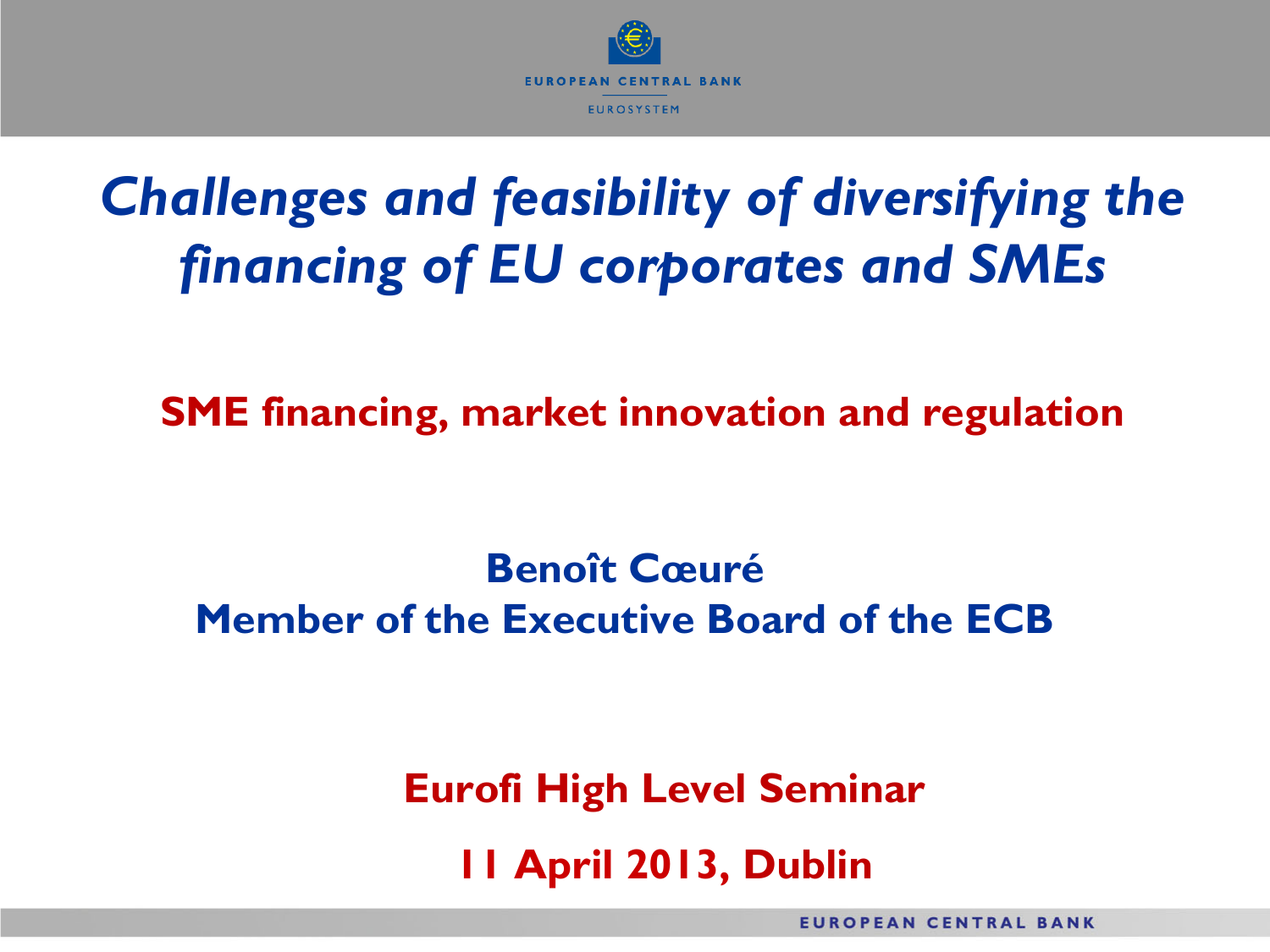# *Challenges and feasibility of diversifying the financing of EU corporates and SMEs*

## SME financing, market innovation and regulation

**Benoît Cœuré**
**Member of the Executive Board of the ECB**

**Eurofi High Level Seminar**

**11 April 2013, Dublin**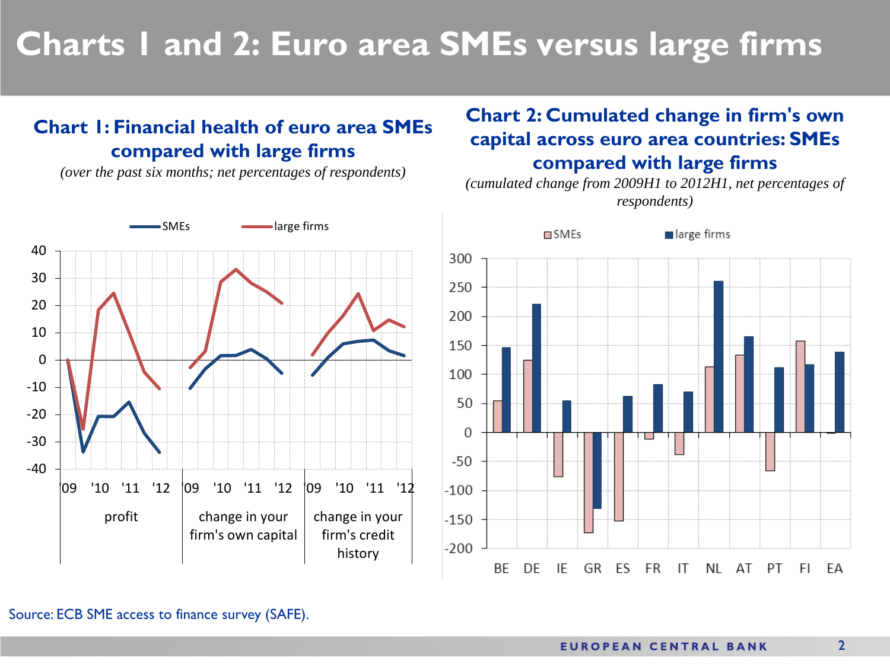# Charts 1 and 2: Euro area SMEs versus large firms

## Chart 1: Financial health of euro area SMEs compared with large firms

*(over the past six months; net percentages of respondents)*

Legend: SMEs, large firms

Panels: profit; change in your firm's own capital; change in your firm's credit history

## Chart 2: Cumulated change in firm's own capital across euro area countries: SMEs compared with large firms

*(cumulated change from 2009H1 to 2012H1, net percentages of respondents)*

Legend: SMEs, large firms

Countries: BE, DE, IE, GR, ES, FR, IT, NL, AT, PT, FI, EA

Source: ECB SME access to finance survey (SAFE).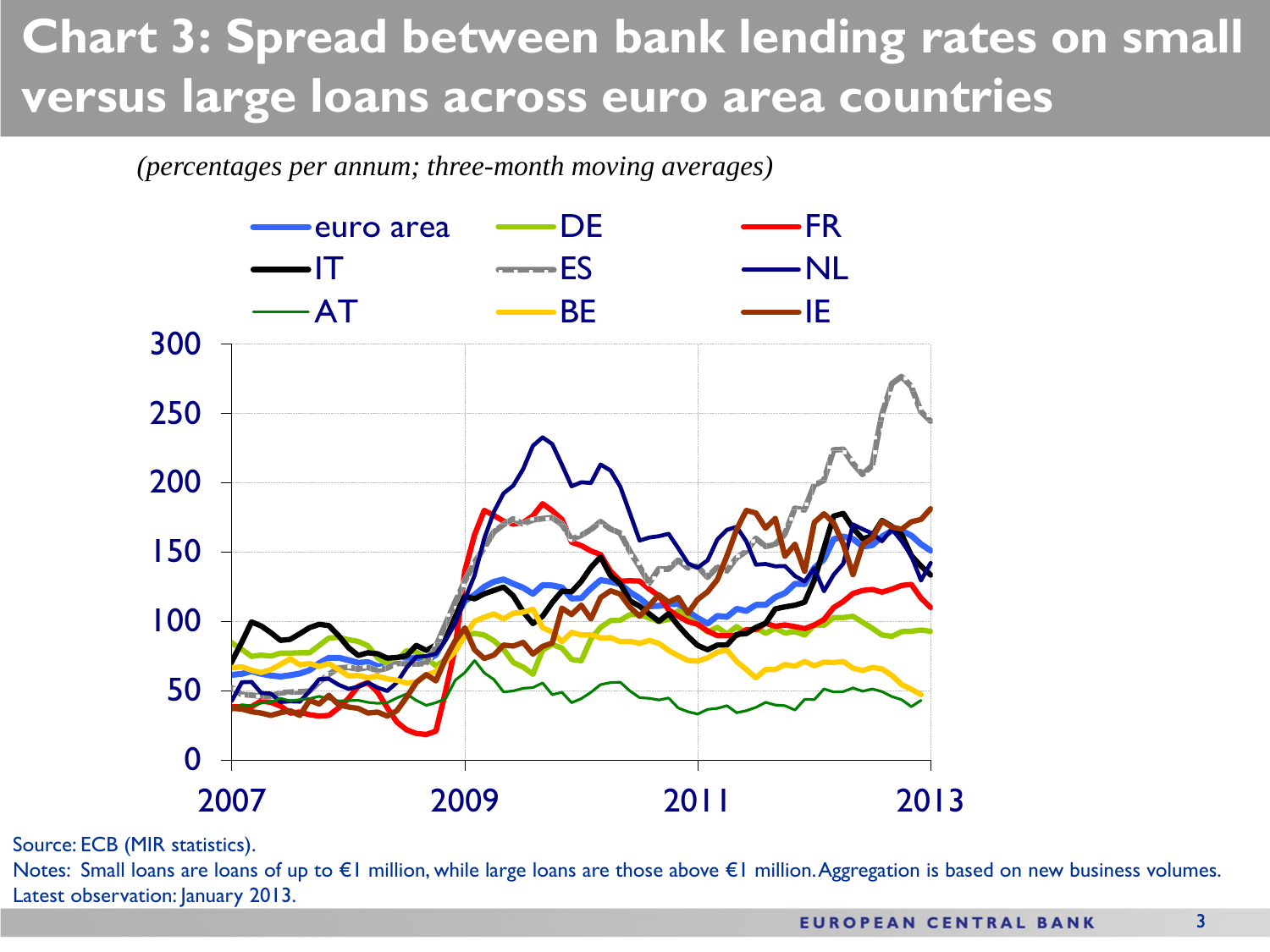# Chart 3: Spread between bank lending rates on small versus large loans across euro area countries

*(percentages per annum; three-month moving averages)*

Source: ECB (MIR statistics).

Notes: Small loans are loans of up to €1 million, while large loans are those above €1 million. Aggregation is based on new business volumes. Latest observation: January 2013.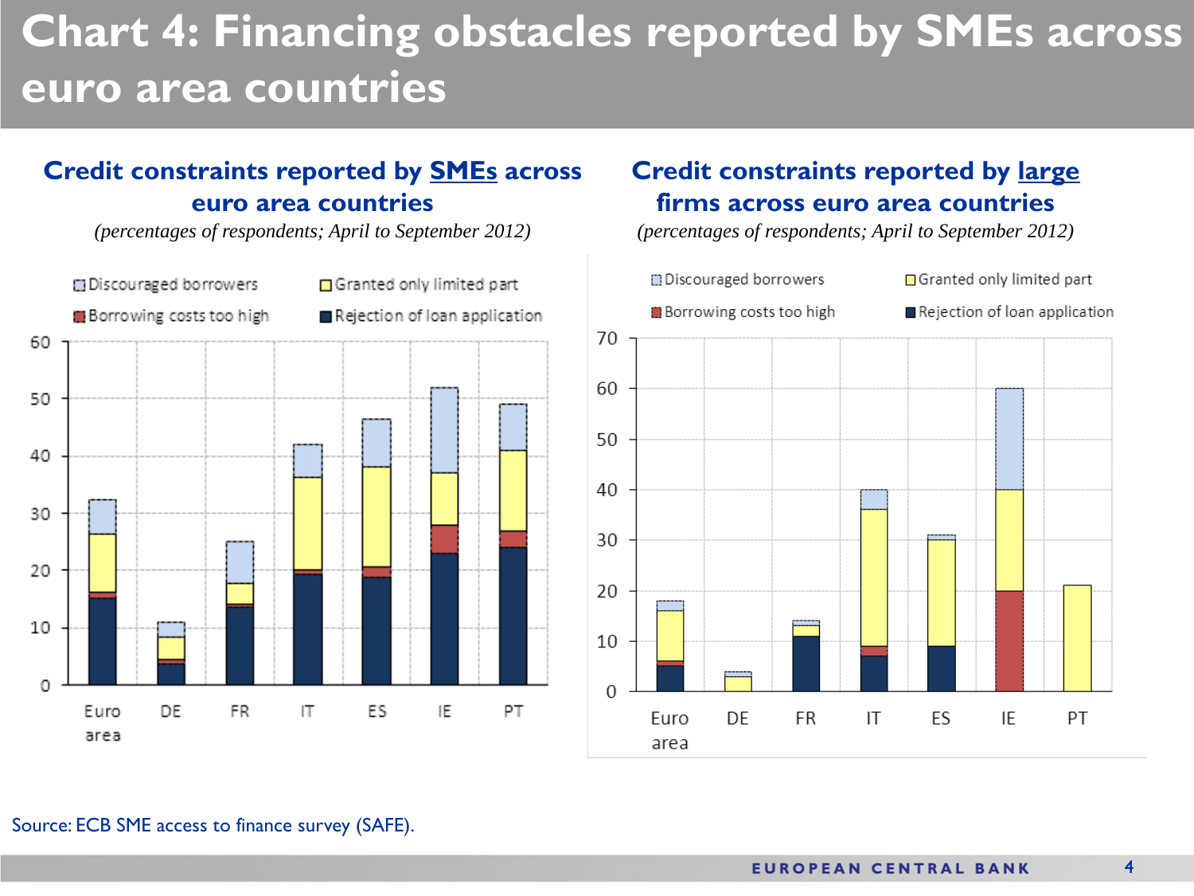# Chart 4: Financing obstacles reported by SMEs across euro area countries

## Credit constraints reported by SMEs across euro area countries

*(percentages of respondents; April to September 2012)*

Legend: Discouraged borrowers; Granted only limited part; Borrowing costs too high; Rejection of loan application

Y-axis: 0, 10, 20, 30, 40, 50, 60

X-axis: Euro area, DE, FR, IT, ES, IE, PT

## Credit constraints reported by large firms across euro area countries

*(percentages of respondents; April to September 2012)*

Legend: Discouraged borrowers; Granted only limited part; Borrowing costs too high; Rejection of loan application

Y-axis: 0, 10, 20, 30, 40, 50, 60, 70

X-axis: Euro area, DE, FR, IT, ES, IE, PT

Source: ECB SME access to finance survey (SAFE).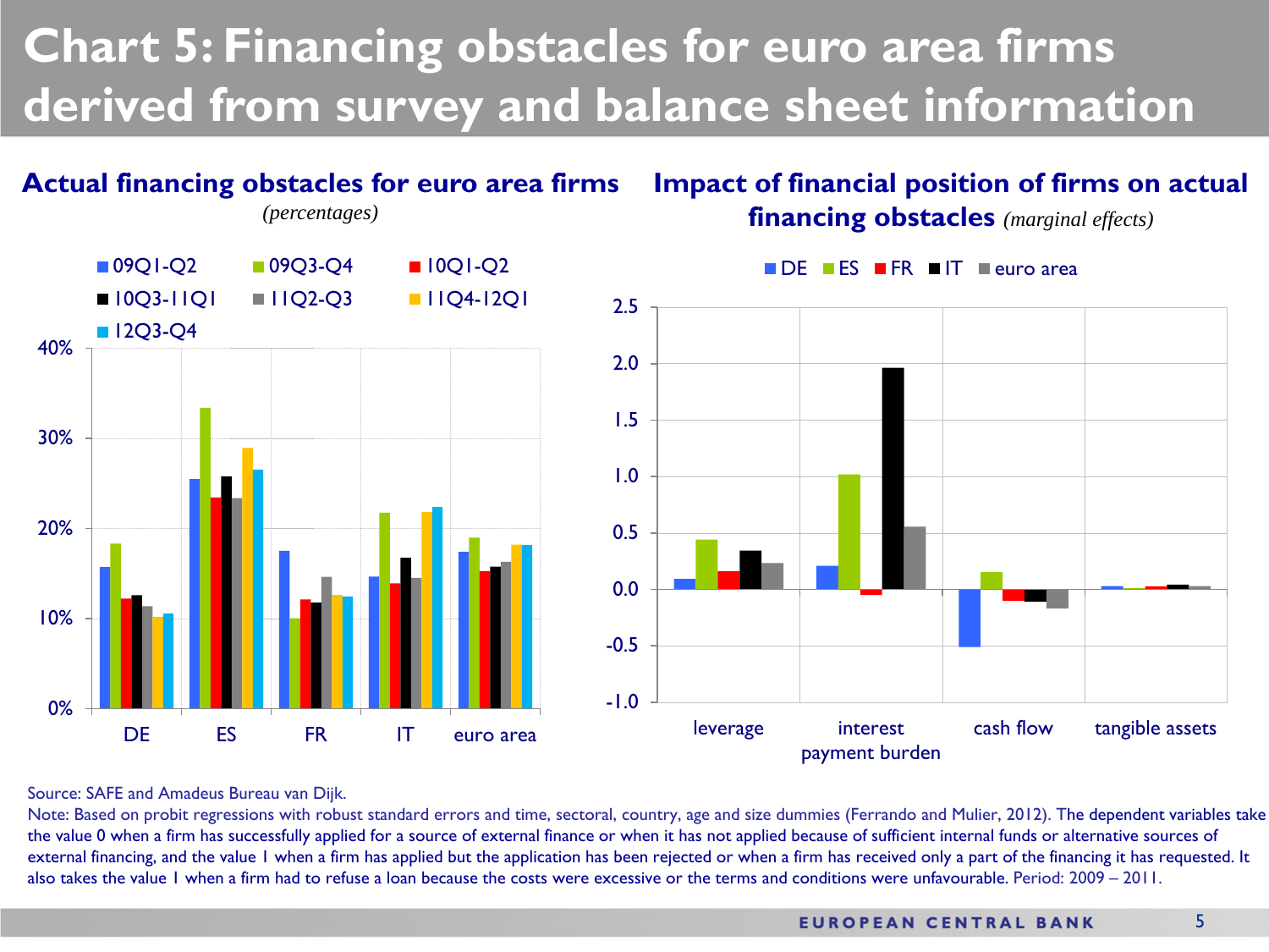# Chart 5: Financing obstacles for euro area firms derived from survey and balance sheet information

## Actual financing obstacles for euro area firms

*(percentages)*

## Impact of financial position of firms on actual financing obstacles *(marginal effects)*

Source: SAFE and Amadeus Bureau van Dijk.

Note: Based on probit regressions with robust standard errors and time, sectoral, country, age and size dummies (Ferrando and Mulier, 2012). The dependent variables take the value 0 when a firm has successfully applied for a source of external finance or when it has not applied because of sufficient internal funds or alternative sources of external financing, and the value 1 when a firm has applied but the application has been rejected or when a firm has received only a part of the financing it has requested. It also takes the value 1 when a firm had to refuse a loan because the costs were excessive or the terms and conditions were unfavourable. Period: 2009 – 2011.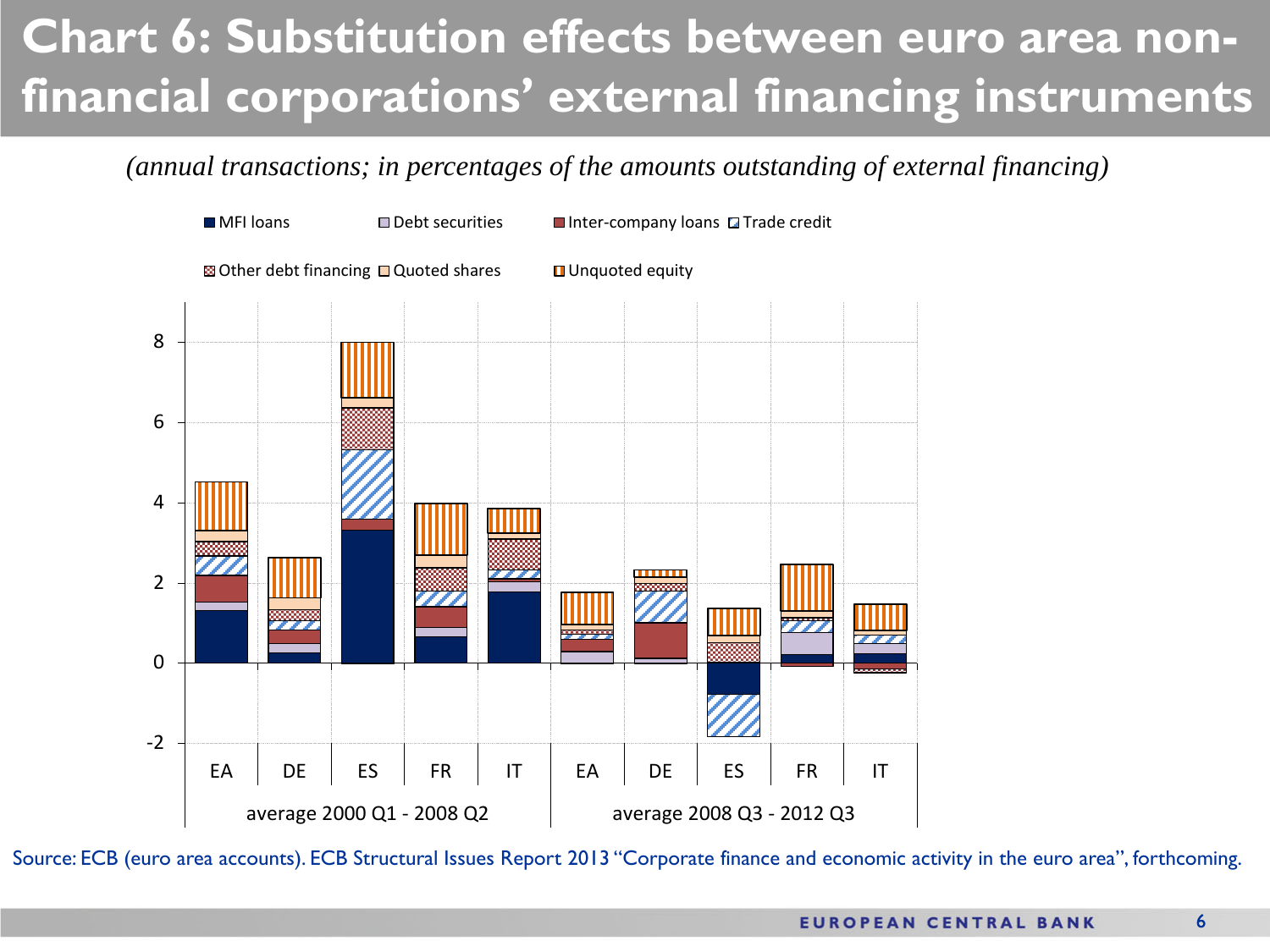# Chart 6: Substitution effects between euro area non-financial corporations' external financing instruments

*(annual transactions; in percentages of the amounts outstanding of external financing)*

■ MFI loans ■ Debt securities ■ Inter-company loans ■ Trade credit ■ Other debt financing ■ Quoted shares ■ Unquoted equity

8
6
4
2
0
-2

| average 2000 Q1 - 2008 Q2 | | | | | average 2008 Q3 - 2012 Q3 | | | | |
|---|---|---|---|---|---|---|---|---|---|
| EA | DE | ES | FR | IT | EA | DE | ES | FR | IT |

Source: ECB (euro area accounts). ECB Structural Issues Report 2013 "Corporate finance and economic activity in the euro area", forthcoming.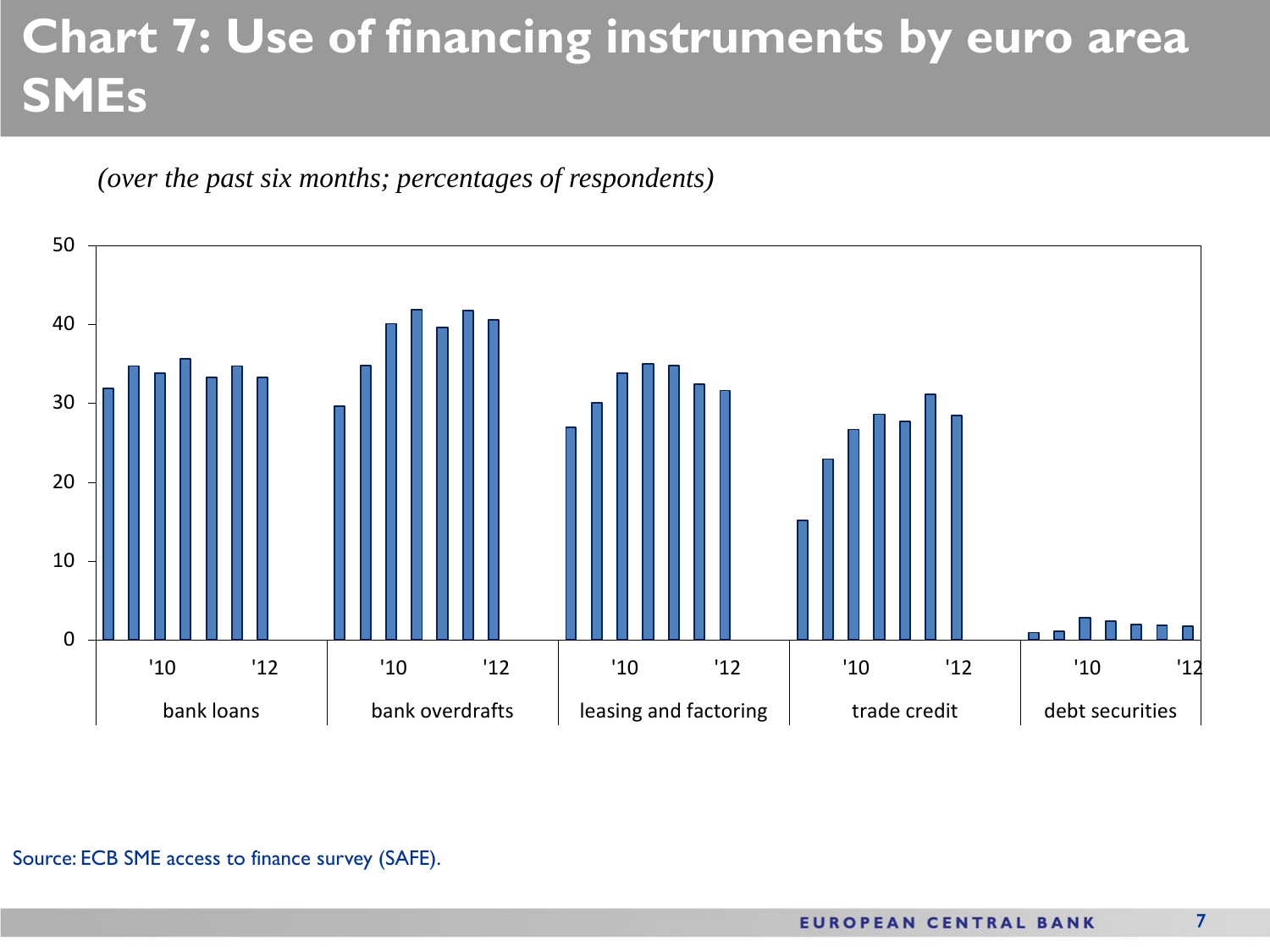# Chart 7: Use of financing instruments by euro area SMEs

*(over the past six months; percentages of respondents)*

Source: ECB SME access to finance survey (SAFE).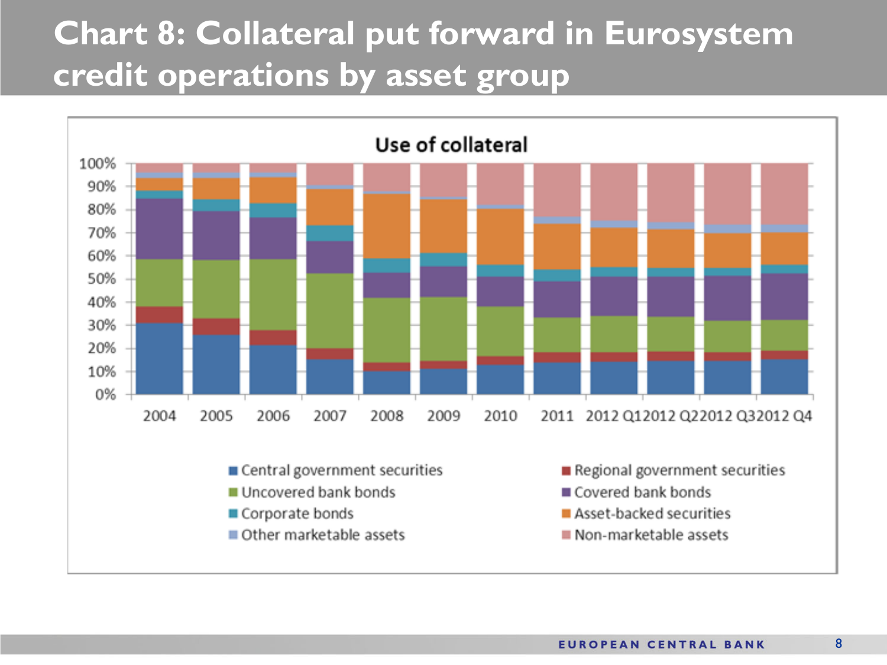# Chart 8: Collateral put forward in Eurosystem credit operations by asset group

**Use of collateral**

100%
90%
80%
70%
60%
50%
40%
30%
20%
10%
0%

2004 2005 2006 2007 2008 2009 2010 2011 2012 Q1 2012 Q2 2012 Q3 2012 Q4

- Central government securities
- Regional government securities
- Uncovered bank bonds
- Covered bank bonds
- Corporate bonds
- Asset-backed securities
- Other marketable assets
- Non-marketable assets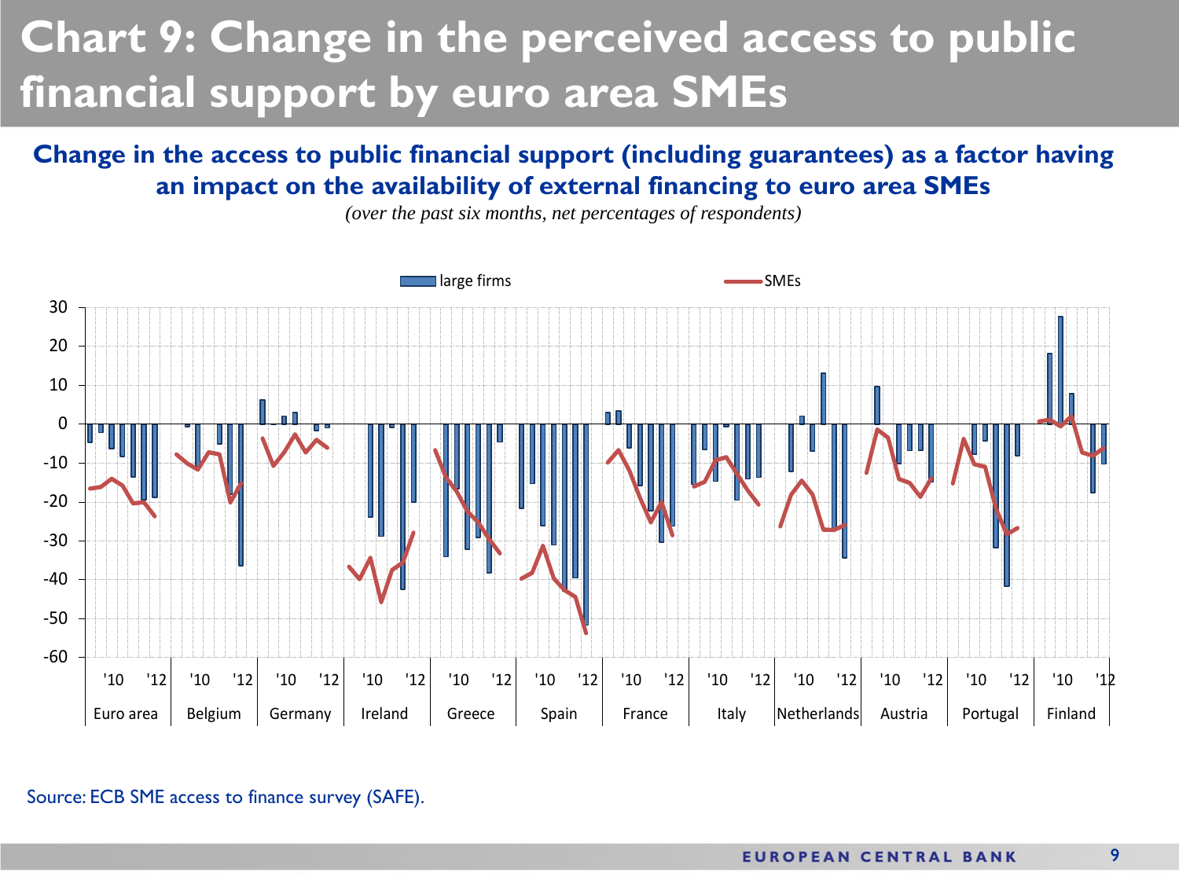# Chart 9: Change in the perceived access to public financial support by euro area SMEs

**Change in the access to public financial support (including guarantees) as a factor having an impact on the availability of external financing to euro area SMEs**

*(over the past six months, net percentages of respondents)*

large firms
SMEs

30
20
10
0
-10
-20
-30
-40
-50
-60

'10 '12 '10 '12 '10 '12 '10 '12 '10 '12 '10 '12 '10 '12 '10 '12 '10 '12 '10 '12 '10 '12 '10 '12

Euro area | Belgium | Germany | Ireland | Greece | Spain | France | Italy | Netherlands | Austria | Portugal | Finland

Source: ECB SME access to finance survey (SAFE).